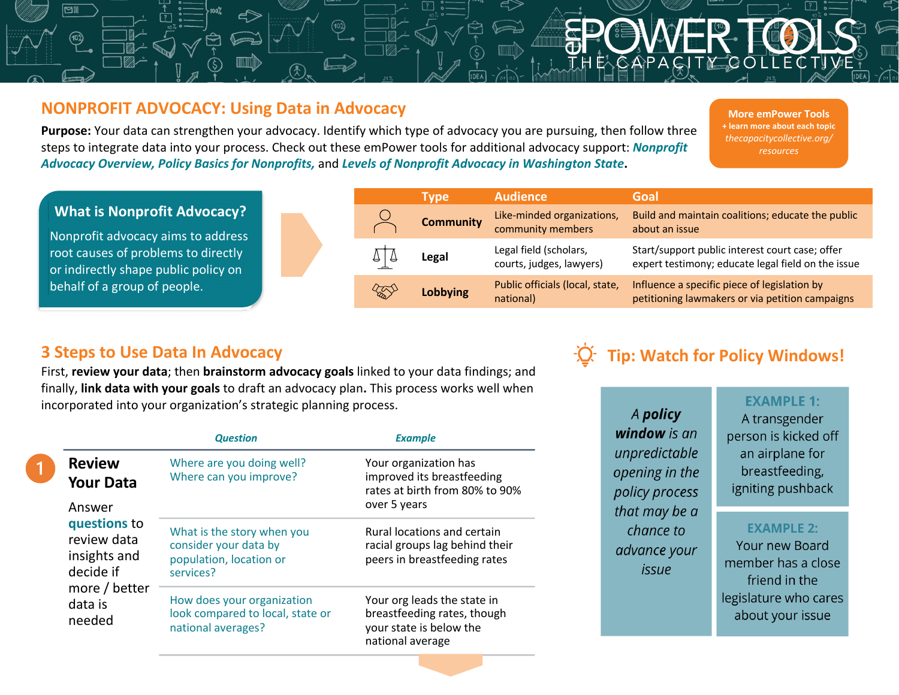# NONPROFIT ADVOCACY: Using Data in Advocacy

**Purpose:** Your data can strengthen your advocacy. Identify which type of advocacy you are pursuing, then follow three steps to integrate data into your process. Check out these emPower tools for additional advocacy support: ***Nonprofit Advocacy Overview, Policy Basics for Nonprofits,*** and ***Levels of Nonprofit Advocacy in Washington State***.

**More emPower Tools**
+ learn more about each topic
*thecapacitycollective.org/resources*

## What is Nonprofit Advocacy?

Nonprofit advocacy aims to address root causes of problems to directly or indirectly shape public policy on behalf of a group of people.

| Type | Audience | Goal |
|---|---|---|
| **Community** | Like-minded organizations, community members | Build and maintain coalitions; educate the public about an issue |
| **Legal** | Legal field (scholars, courts, judges, lawyers) | Start/support public interest court case; offer expert testimony; educate legal field on the issue |
| **Lobbying** | Public officials (local, state, national) | Influence a specific piece of legislation by petitioning lawmakers or via petition campaigns |

## 3 Steps to Use Data In Advocacy

First, **review your data**; then **brainstorm advocacy goals** linked to your data findings; and finally, **link data with your goals** to draft an advocacy plan**.** This process works well when incorporated into your organization's strategic planning process.

### 1 Review Your Data

Answer **questions** to review data insights and decide if more / better data is needed

| *Question* | *Example* |
|---|---|
| Where are you doing well? Where can you improve? | Your organization has improved its breastfeeding rates at birth from 80% to 90% over 5 years |
| What is the story when you consider your data by population, location or services? | Rural locations and certain racial groups lag behind their peers in breastfeeding rates |
| How does your organization look compared to local, state or national averages? | Your org leads the state in breastfeeding rates, though your state is below the national average |

## Tip: Watch for Policy Windows!

*A **policy window** is an unpredictable opening in the policy process that may be a chance to advance your issue*

**EXAMPLE 1:**
A transgender person is kicked off an airplane for breastfeeding, igniting pushback

**EXAMPLE 2:**
Your new Board member has a close friend in the legislature who cares about your issue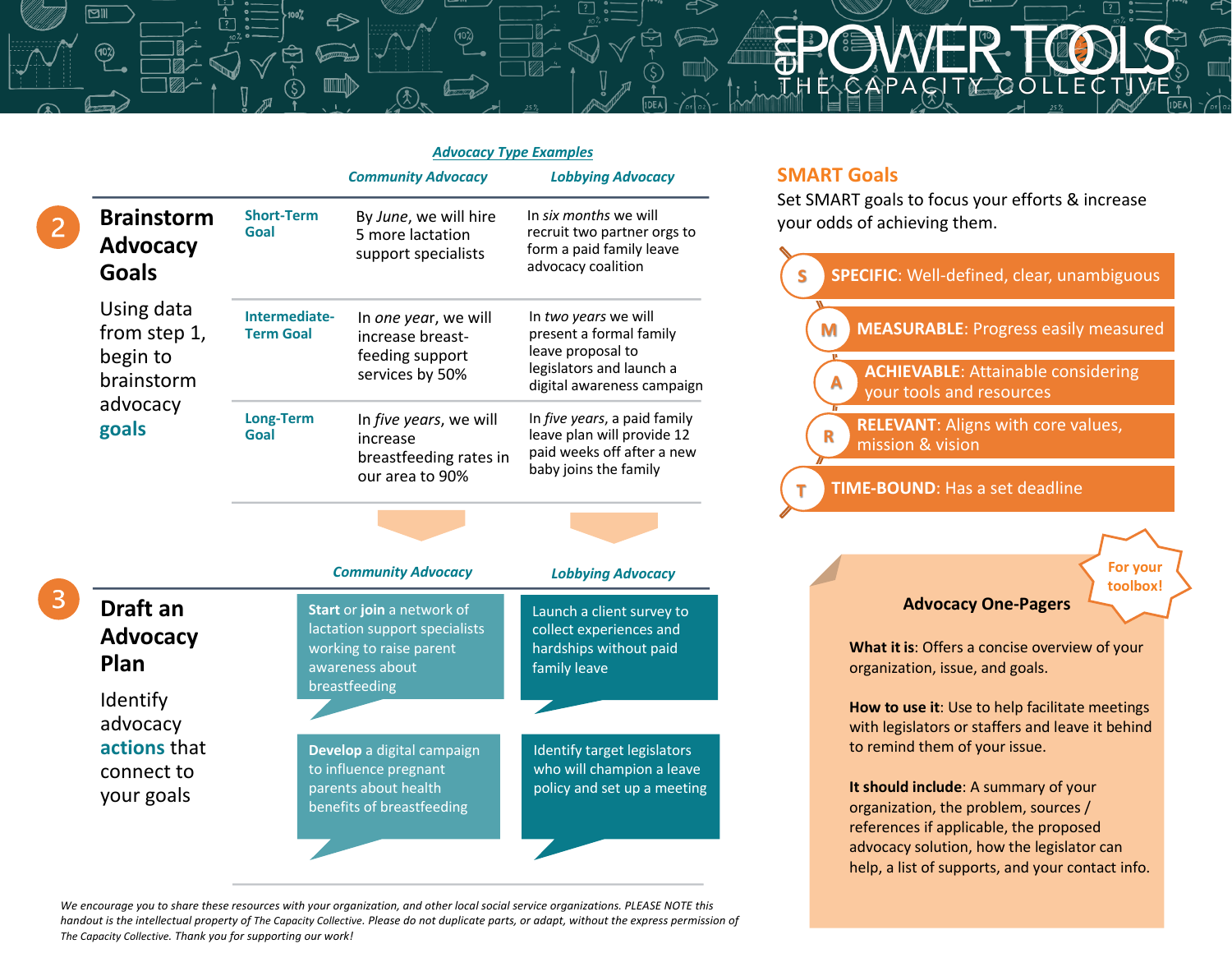## 2 Brainstorm Advocacy Goals

Using data from step 1, begin to brainstorm advocacy **goals**

***Advocacy Type Examples***

| | *Community Advocacy* | *Lobbying Advocacy* |
|---|---|---|
| **Short-Term Goal** | By *June*, we will hire 5 more lactation support specialists | In *six months* we will recruit two partner orgs to form a paid family leave advocacy coalition |
| **Intermediate-Term Goal** | In *one year*, we will increase breast-feeding support services by 50% | In *two years* we will present a formal family leave proposal to legislators and launch a digital awareness campaign |
| **Long-Term Goal** | In *five years*, we will increase breastfeeding rates in our area to 90% | In *five years*, a paid family leave plan will provide 12 paid weeks off after a new baby joins the family |

## 3 Draft an Advocacy Plan

Identify advocacy **actions** that connect to your goals

| *Community Advocacy* | *Lobbying Advocacy* |
|---|---|
| **Start** or **join** a network of lactation support specialists working to raise parent awareness about breastfeeding | Launch a client survey to collect experiences and hardships without paid family leave |
| **Develop** a digital campaign to influence pregnant parents about health benefits of breastfeeding | Identify target legislators who will champion a leave policy and set up a meeting |

*We encourage you to share these resources with your organization, and other local social service organizations. PLEASE NOTE this handout is the intellectual property of The Capacity Collective. Please do not duplicate parts, or adapt, without the express permission of The Capacity Collective. Thank you for supporting our work!*

## SMART Goals

Set SMART goals to focus your efforts & increase your odds of achieving them.

- **S** — **SPECIFIC**: Well-defined, clear, unambiguous
- **M** — **MEASURABLE**: Progress easily measured
- **A** — **ACHIEVABLE**: Attainable considering your tools and resources
- **R** — **RELEVANT**: Aligns with core values, mission & vision
- **T** — **TIME-BOUND**: Has a set deadline

### Advocacy One-Pagers

For your toolbox!

**What it is**: Offers a concise overview of your organization, issue, and goals.

**How to use it**: Use to help facilitate meetings with legislators or staffers and leave it behind to remind them of your issue.

**It should include**: A summary of your organization, the problem, sources / references if applicable, the proposed advocacy solution, how the legislator can help, a list of supports, and your contact info.